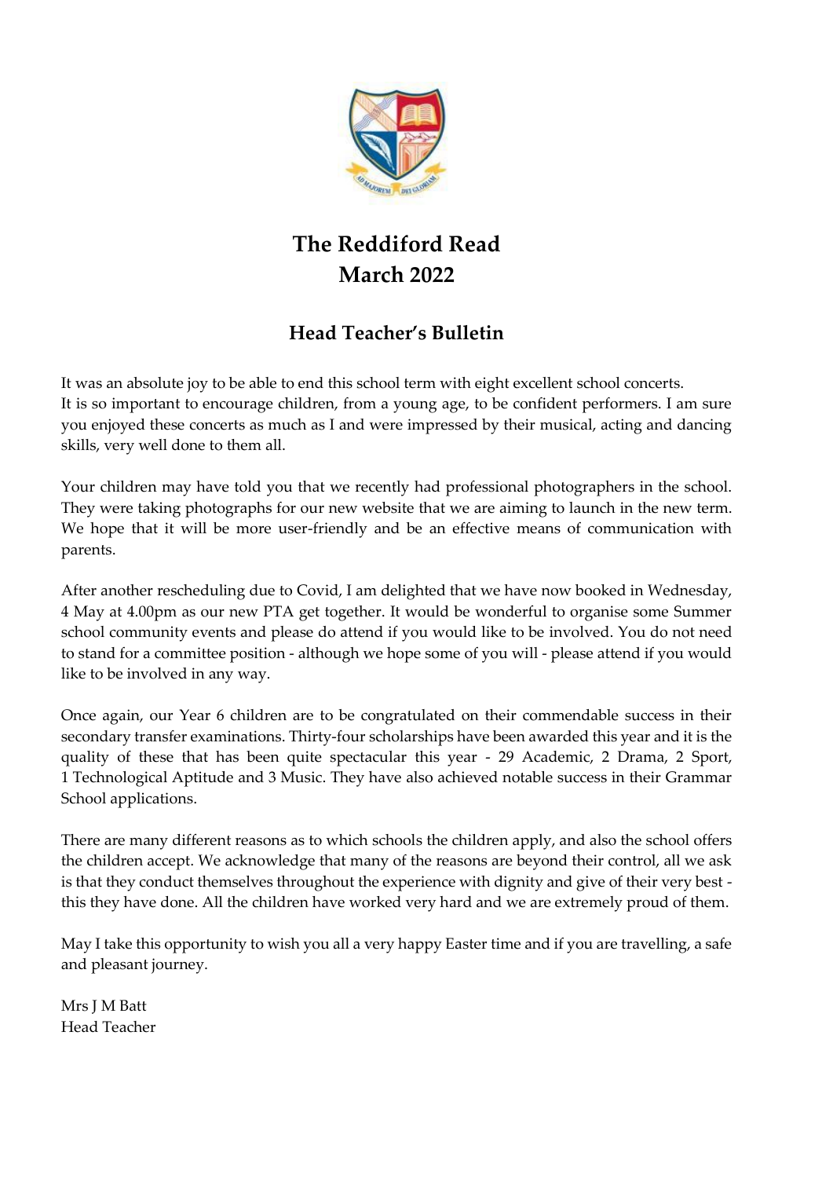# The Reddiford Read
# March 2022

## Head Teacher's Bulletin

It was an absolute joy to be able to end this school term with eight excellent school concerts. It is so important to encourage children, from a young age, to be confident performers. I am sure you enjoyed these concerts as much as I and were impressed by their musical, acting and dancing skills, very well done to them all.

Your children may have told you that we recently had professional photographers in the school. They were taking photographs for our new website that we are aiming to launch in the new term. We hope that it will be more user-friendly and be an effective means of communication with parents.

After another rescheduling due to Covid, I am delighted that we have now booked in Wednesday, 4 May at 4.00pm as our new PTA get together. It would be wonderful to organise some Summer school community events and please do attend if you would like to be involved. You do not need to stand for a committee position - although we hope some of you will - please attend if you would like to be involved in any way.

Once again, our Year 6 children are to be congratulated on their commendable success in their secondary transfer examinations. Thirty-four scholarships have been awarded this year and it is the quality of these that has been quite spectacular this year - 29 Academic, 2 Drama, 2 Sport, 1 Technological Aptitude and 3 Music. They have also achieved notable success in their Grammar School applications.

There are many different reasons as to which schools the children apply, and also the school offers the children accept. We acknowledge that many of the reasons are beyond their control, all we ask is that they conduct themselves throughout the experience with dignity and give of their very best - this they have done. All the children have worked very hard and we are extremely proud of them.

May I take this opportunity to wish you all a very happy Easter time and if you are travelling, a safe and pleasant journey.

Mrs J M Batt
Head Teacher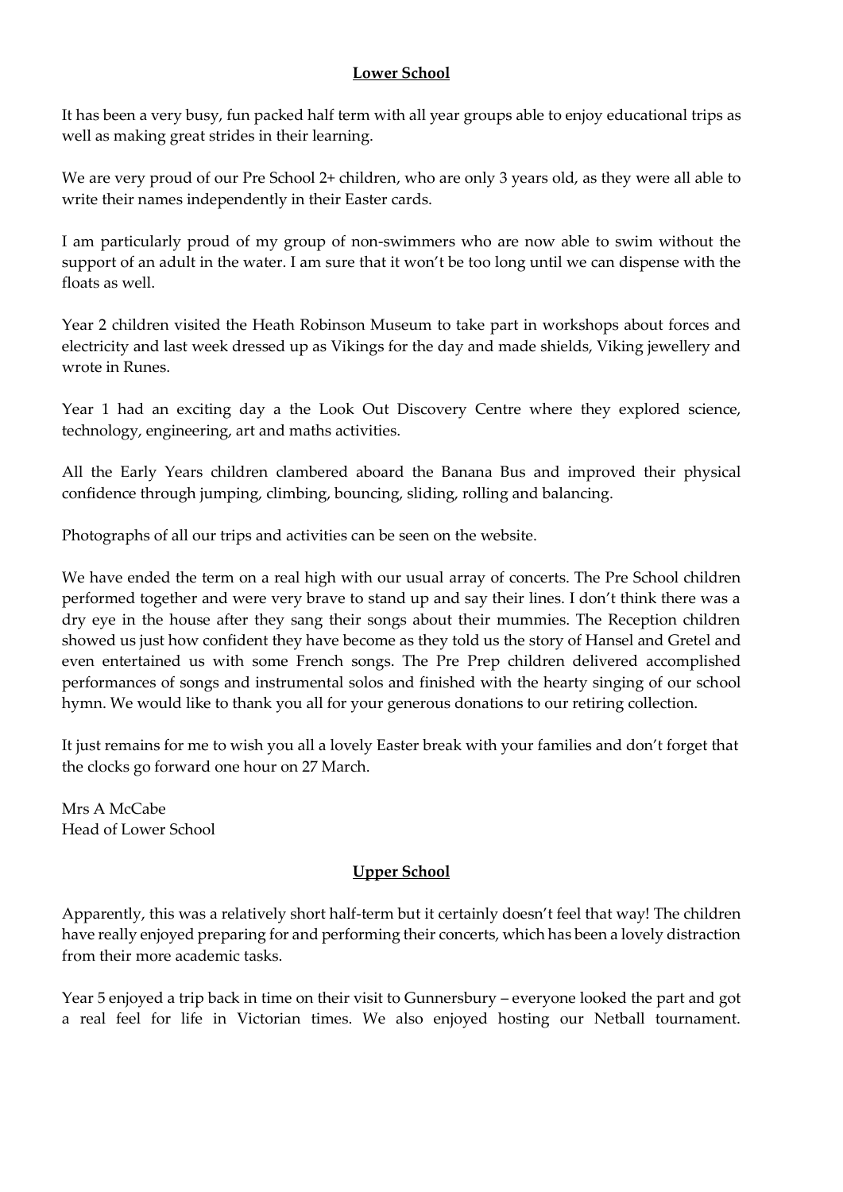## Lower School

It has been a very busy, fun packed half term with all year groups able to enjoy educational trips as well as making great strides in their learning.

We are very proud of our Pre School 2+ children, who are only 3 years old, as they were all able to write their names independently in their Easter cards.

I am particularly proud of my group of non-swimmers who are now able to swim without the support of an adult in the water. I am sure that it won't be too long until we can dispense with the floats as well.

Year 2 children visited the Heath Robinson Museum to take part in workshops about forces and electricity and last week dressed up as Vikings for the day and made shields, Viking jewellery and wrote in Runes.

Year 1 had an exciting day a the Look Out Discovery Centre where they explored science, technology, engineering, art and maths activities.

All the Early Years children clambered aboard the Banana Bus and improved their physical confidence through jumping, climbing, bouncing, sliding, rolling and balancing.

Photographs of all our trips and activities can be seen on the website.

We have ended the term on a real high with our usual array of concerts. The Pre School children performed together and were very brave to stand up and say their lines. I don't think there was a dry eye in the house after they sang their songs about their mummies. The Reception children showed us just how confident they have become as they told us the story of Hansel and Gretel and even entertained us with some French songs. The Pre Prep children delivered accomplished performances of songs and instrumental solos and finished with the hearty singing of our school hymn. We would like to thank you all for your generous donations to our retiring collection.

It just remains for me to wish you all a lovely Easter break with your families and don't forget that the clocks go forward one hour on 27 March.

Mrs A McCabe
Head of Lower School

## Upper School

Apparently, this was a relatively short half-term but it certainly doesn't feel that way! The children have really enjoyed preparing for and performing their concerts, which has been a lovely distraction from their more academic tasks.

Year 5 enjoyed a trip back in time on their visit to Gunnersbury – everyone looked the part and got a real feel for life in Victorian times. We also enjoyed hosting our Netball tournament.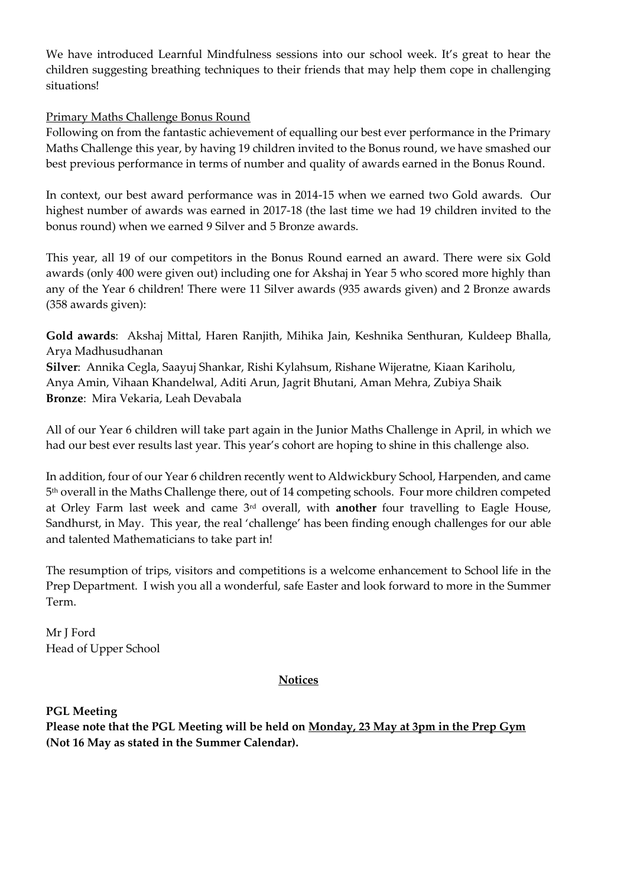We have introduced Learnful Mindfulness sessions into our school week. It's great to hear the children suggesting breathing techniques to their friends that may help them cope in challenging situations!

Primary Maths Challenge Bonus Round

Following on from the fantastic achievement of equalling our best ever performance in the Primary Maths Challenge this year, by having 19 children invited to the Bonus round, we have smashed our best previous performance in terms of number and quality of awards earned in the Bonus Round.

In context, our best award performance was in 2014-15 when we earned two Gold awards. Our highest number of awards was earned in 2017-18 (the last time we had 19 children invited to the bonus round) when we earned 9 Silver and 5 Bronze awards.

This year, all 19 of our competitors in the Bonus Round earned an award. There were six Gold awards (only 400 were given out) including one for Akshaj in Year 5 who scored more highly than any of the Year 6 children! There were 11 Silver awards (935 awards given) and 2 Bronze awards (358 awards given):

**Gold awards**: Akshaj Mittal, Haren Ranjith, Mihika Jain, Keshnika Senthuran, Kuldeep Bhalla, Arya Madhusudhanan
**Silver**: Annika Cegla, Saayuj Shankar, Rishi Kylahsum, Rishane Wijeratne, Kiaan Kariholu, Anya Amin, Vihaan Khandelwal, Aditi Arun, Jagrit Bhutani, Aman Mehra, Zubiya Shaik
**Bronze**: Mira Vekaria, Leah Devabala

All of our Year 6 children will take part again in the Junior Maths Challenge in April, in which we had our best ever results last year. This year's cohort are hoping to shine in this challenge also.

In addition, four of our Year 6 children recently went to Aldwickbury School, Harpenden, and came 5th overall in the Maths Challenge there, out of 14 competing schools. Four more children competed at Orley Farm last week and came 3rd overall, with **another** four travelling to Eagle House, Sandhurst, in May. This year, the real 'challenge' has been finding enough challenges for our able and talented Mathematicians to take part in!

The resumption of trips, visitors and competitions is a welcome enhancement to School life in the Prep Department. I wish you all a wonderful, safe Easter and look forward to more in the Summer Term.

Mr J Ford
Head of Upper School

## Notices

**PGL Meeting**

**Please note that the PGL Meeting will be held on Monday, 23 May at 3pm in the Prep Gym (Not 16 May as stated in the Summer Calendar).**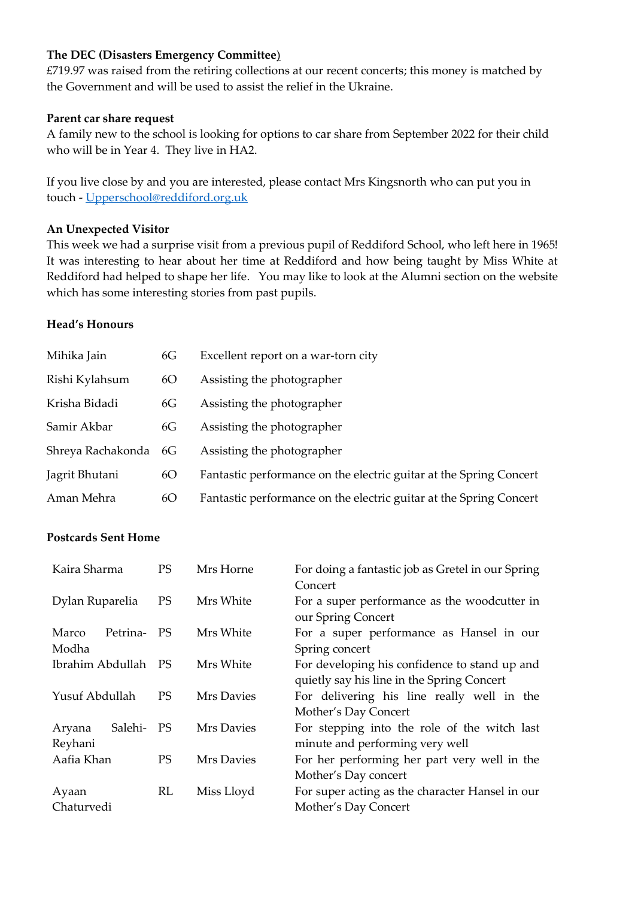**The DEC (Disasters Emergency Committee)**

£719.97 was raised from the retiring collections at our recent concerts; this money is matched by the Government and will be used to assist the relief in the Ukraine.

**Parent car share request**

A family new to the school is looking for options to car share from September 2022 for their child who will be in Year 4. They live in HA2.

If you live close by and you are interested, please contact Mrs Kingsnorth who can put you in touch - [Upperschool@reddiford.org.uk](mailto:Upperschool@reddiford.org.uk)

**An Unexpected Visitor**

This week we had a surprise visit from a previous pupil of Reddiford School, who left here in 1965! It was interesting to hear about her time at Reddiford and how being taught by Miss White at Reddiford had helped to shape her life. You may like to look at the Alumni section on the website which has some interesting stories from past pupils.

**Head's Honours**

| | | |
|---|---|---|
| Mihika Jain | 6G | Excellent report on a war-torn city |
| Rishi Kylahsum | 6O | Assisting the photographer |
| Krisha Bidadi | 6G | Assisting the photographer |
| Samir Akbar | 6G | Assisting the photographer |
| Shreya Rachakonda | 6G | Assisting the photographer |
| Jagrit Bhutani | 6O | Fantastic performance on the electric guitar at the Spring Concert |
| Aman Mehra | 6O | Fantastic performance on the electric guitar at the Spring Concert |

**Postcards Sent Home**

| | | | |
|---|---|---|---|
| Kaira Sharma | PS | Mrs Horne | For doing a fantastic job as Gretel in our Spring Concert |
| Dylan Ruparelia | PS | Mrs White | For a super performance as the woodcutter in our Spring Concert |
| Marco Petrina-Modha | PS | Mrs White | For a super performance as Hansel in our Spring concert |
| Ibrahim Abdullah | PS | Mrs White | For developing his confidence to stand up and quietly say his line in the Spring Concert |
| Yusuf Abdullah | PS | Mrs Davies | For delivering his line really well in the Mother's Day Concert |
| Aryana Salehi-Reyhani | PS | Mrs Davies | For stepping into the role of the witch last minute and performing very well |
| Aafia Khan | PS | Mrs Davies | For her performing her part very well in the Mother's Day concert |
| Ayaan Chaturvedi | RL | Miss Lloyd | For super acting as the character Hansel in our Mother's Day Concert |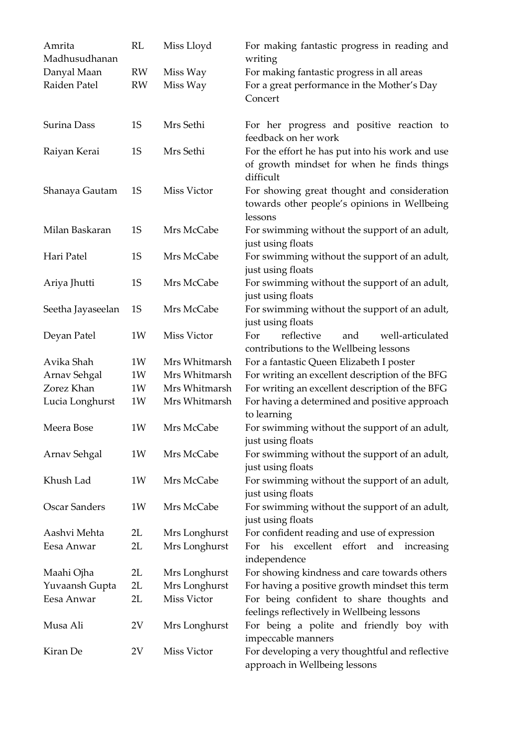| | | | |
|---|---|---|---|
| Amrita Madhusudhanan | RL | Miss Lloyd | For making fantastic progress in reading and writing |
| Danyal Maan | RW | Miss Way | For making fantastic progress in all areas |
| Raiden Patel | RW | Miss Way | For a great performance in the Mother's Day Concert |
| Surina Dass | 1S | Mrs Sethi | For her progress and positive reaction to feedback on her work |
| Raiyan Kerai | 1S | Mrs Sethi | For the effort he has put into his work and use of growth mindset for when he finds things difficult |
| Shanaya Gautam | 1S | Miss Victor | For showing great thought and consideration towards other people's opinions in Wellbeing lessons |
| Milan Baskaran | 1S | Mrs McCabe | For swimming without the support of an adult, just using floats |
| Hari Patel | 1S | Mrs McCabe | For swimming without the support of an adult, just using floats |
| Ariya Jhutti | 1S | Mrs McCabe | For swimming without the support of an adult, just using floats |
| Seetha Jayaseelan | 1S | Mrs McCabe | For swimming without the support of an adult, just using floats |
| Deyan Patel | 1W | Miss Victor | For reflective and well-articulated contributions to the Wellbeing lessons |
| Avika Shah | 1W | Mrs Whitmarsh | For a fantastic Queen Elizabeth I poster |
| Arnav Sehgal | 1W | Mrs Whitmarsh | For writing an excellent description of the BFG |
| Zorez Khan | 1W | Mrs Whitmarsh | For writing an excellent description of the BFG |
| Lucia Longhurst | 1W | Mrs Whitmarsh | For having a determined and positive approach to learning |
| Meera Bose | 1W | Mrs McCabe | For swimming without the support of an adult, just using floats |
| Arnav Sehgal | 1W | Mrs McCabe | For swimming without the support of an adult, just using floats |
| Khush Lad | 1W | Mrs McCabe | For swimming without the support of an adult, just using floats |
| Oscar Sanders | 1W | Mrs McCabe | For swimming without the support of an adult, just using floats |
| Aashvi Mehta | 2L | Mrs Longhurst | For confident reading and use of expression |
| Eesa Anwar | 2L | Mrs Longhurst | For his excellent effort and increasing independence |
| Maahi Ojha | 2L | Mrs Longhurst | For showing kindness and care towards others |
| Yuvaansh Gupta | 2L | Mrs Longhurst | For having a positive growth mindset this term |
| Eesa Anwar | 2L | Miss Victor | For being confident to share thoughts and feelings reflectively in Wellbeing lessons |
| Musa Ali | 2V | Mrs Longhurst | For being a polite and friendly boy with impeccable manners |
| Kiran De | 2V | Miss Victor | For developing a very thoughtful and reflective approach in Wellbeing lessons |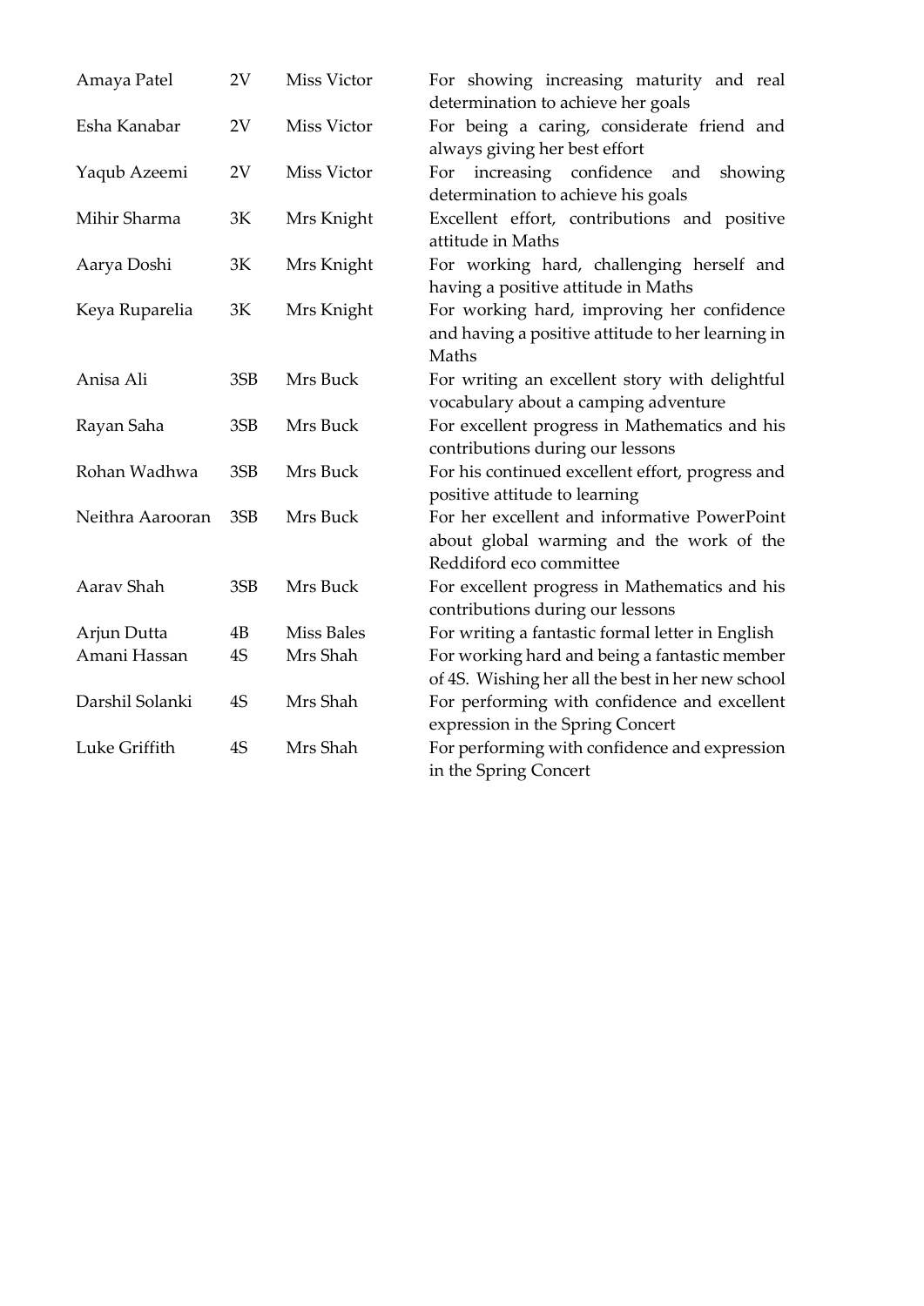| | | | |
|---|---|---|---|
| Amaya Patel | 2V | Miss Victor | For showing increasing maturity and real determination to achieve her goals |
| Esha Kanabar | 2V | Miss Victor | For being a caring, considerate friend and always giving her best effort |
| Yaqub Azeemi | 2V | Miss Victor | For increasing confidence and showing determination to achieve his goals |
| Mihir Sharma | 3K | Mrs Knight | Excellent effort, contributions and positive attitude in Maths |
| Aarya Doshi | 3K | Mrs Knight | For working hard, challenging herself and having a positive attitude in Maths |
| Keya Ruparelia | 3K | Mrs Knight | For working hard, improving her confidence and having a positive attitude to her learning in Maths |
| Anisa Ali | 3SB | Mrs Buck | For writing an excellent story with delightful vocabulary about a camping adventure |
| Rayan Saha | 3SB | Mrs Buck | For excellent progress in Mathematics and his contributions during our lessons |
| Rohan Wadhwa | 3SB | Mrs Buck | For his continued excellent effort, progress and positive attitude to learning |
| Neithra Aarooran | 3SB | Mrs Buck | For her excellent and informative PowerPoint about global warming and the work of the Reddiford eco committee |
| Aarav Shah | 3SB | Mrs Buck | For excellent progress in Mathematics and his contributions during our lessons |
| Arjun Dutta | 4B | Miss Bales | For writing a fantastic formal letter in English |
| Amani Hassan | 4S | Mrs Shah | For working hard and being a fantastic member of 4S. Wishing her all the best in her new school |
| Darshil Solanki | 4S | Mrs Shah | For performing with confidence and excellent expression in the Spring Concert |
| Luke Griffith | 4S | Mrs Shah | For performing with confidence and expression in the Spring Concert |